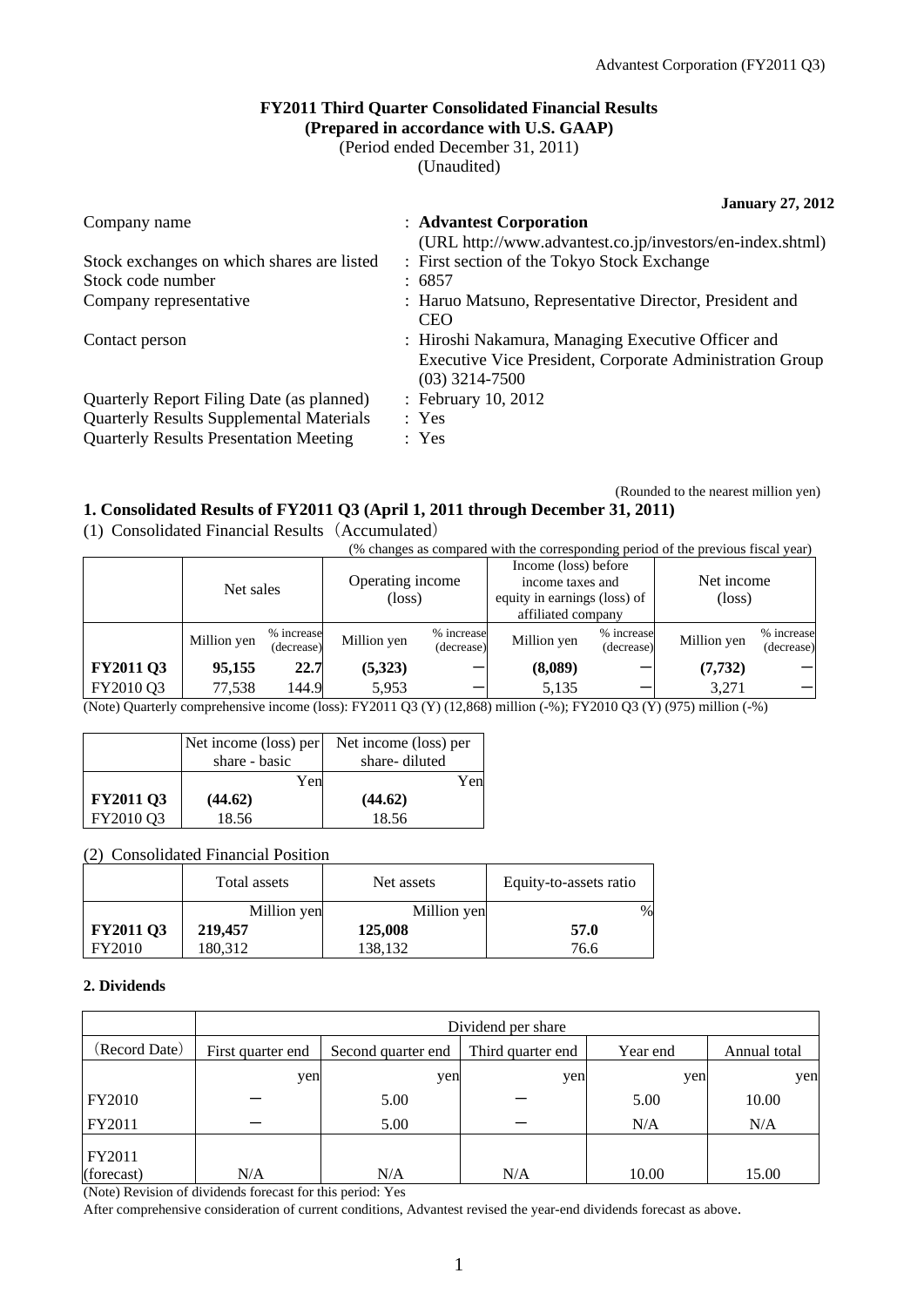# FY2011 Third Quarter Consolidated Financial Results
**(Prepared in accordance with U.S. GAAP)**
(Period ended December 31, 2011)
(Unaudited)

**January 27, 2012**

| | |
|---|---|
| Company name | : **Advantest Corporation** (URL http://www.advantest.co.jp/investors/en-index.shtml) |
| Stock exchanges on which shares are listed | : First section of the Tokyo Stock Exchange |
| Stock code number | : 6857 |
| Company representative | : Haruo Matsuno, Representative Director, President and CEO |
| Contact person | : Hiroshi Nakamura, Managing Executive Officer and Executive Vice President, Corporate Administration Group (03) 3214-7500 |
| Quarterly Report Filing Date (as planned) | : February 10, 2012 |
| Quarterly Results Supplemental Materials | : Yes |
| Quarterly Results Presentation Meeting | : Yes |

(Rounded to the nearest million yen)

## 1. Consolidated Results of FY2011 Q3 (April 1, 2011 through December 31, 2011)

(1) Consolidated Financial Results（Accumulated）

(% changes as compared with the corresponding period of the previous fiscal year)

| | Net sales | | Operating income (loss) | | Income (loss) before income taxes and equity in earnings (loss) of affiliated company | | Net income (loss) | |
|---|---|---|---|---|---|---|---|---|
| | Million yen | % increase (decrease) | Million yen | % increase (decrease) | Million yen | % increase (decrease) | Million yen | % increase (decrease) |
| **FY2011 Q3** | **95,155** | **22.7** | **(5,323)** | － | **(8,089)** | － | **(7,732)** | － |
| FY2010 Q3 | 77,538 | 144.9 | 5,953 | － | 5,135 | － | 3,271 | － |

(Note) Quarterly comprehensive income (loss): FY2011 Q3 (Y) (12,868) million (-%); FY2010 Q3 (Y) (975) million (-%)

| | Net income (loss) per share - basic | Net income (loss) per share- diluted |
|---|---|---|
| | Yen | Yen |
| **FY2011 Q3** | **(44.62)** | **(44.62)** |
| FY2010 Q3 | 18.56 | 18.56 |

(2) Consolidated Financial Position

| | Total assets | Net assets | Equity-to-assets ratio |
|---|---|---|---|
| | Million yen | Million yen | % |
| **FY2011 Q3** | **219,457** | **125,008** | **57.0** |
| FY2010 | 180,312 | 138,132 | 76.6 |

## 2. Dividends

| | Dividend per share | | | | |
|---|---|---|---|---|---|
| (Record Date) | First quarter end | Second quarter end | Third quarter end | Year end | Annual total |
| | yen | yen | yen | yen | yen |
| FY2010 | － | 5.00 | － | 5.00 | 10.00 |
| FY2011 | － | 5.00 | － | N/A | N/A |
| FY2011 (forecast) | N/A | N/A | N/A | 10.00 | 15.00 |

(Note) Revision of dividends forecast for this period: Yes

After comprehensive consideration of current conditions, Advantest revised the year-end dividends forecast as above.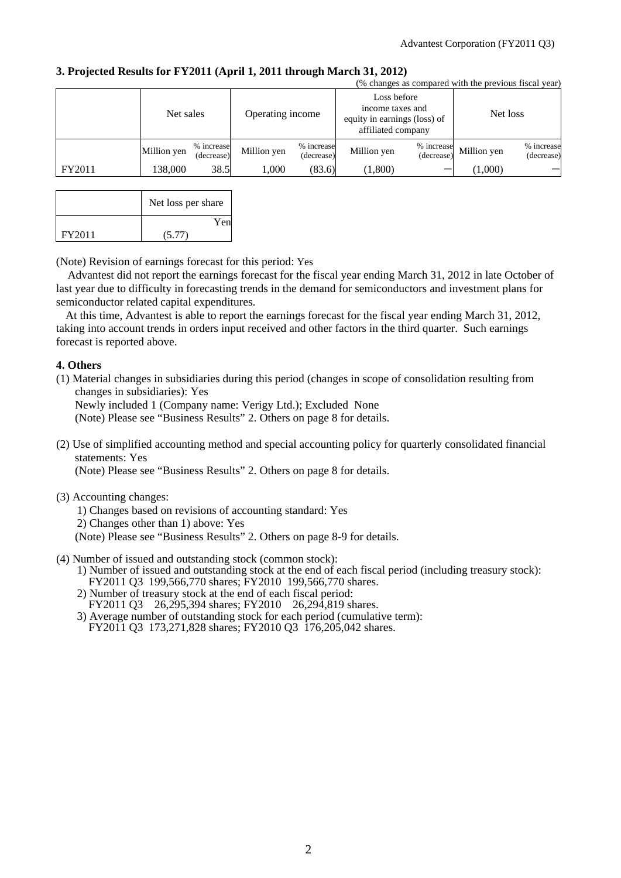### 3. Projected Results for FY2011 (April 1, 2011 through March 31, 2012)

(% changes as compared with the previous fiscal year)

| | Net sales | | Operating income | | Loss before income taxes and equity in earnings (loss) of affiliated company | | Net loss | |
|---|---|---|---|---|---|---|---|---|
| | Million yen | % increase (decrease) | Million yen | % increase (decrease) | Million yen | % increase (decrease) | Million yen | % increase (decrease) |
| FY2011 | 138,000 | 38.5 | 1,000 | (83.6) | (1,800) | — | (1,000) | — |

| | Net loss per share |
|---|---|
| | Yen |
| FY2011 | (5.77) |

(Note) Revision of earnings forecast for this period: Yes

Advantest did not report the earnings forecast for the fiscal year ending March 31, 2012 in late October of last year due to difficulty in forecasting trends in the demand for semiconductors and investment plans for semiconductor related capital expenditures.

At this time, Advantest is able to report the earnings forecast for the fiscal year ending March 31, 2012, taking into account trends in orders input received and other factors in the third quarter. Such earnings forecast is reported above.

### 4. Others

(1) Material changes in subsidiaries during this period (changes in scope of consolidation resulting from changes in subsidiaries): Yes
Newly included 1 (Company name: Verigy Ltd.); Excluded None
(Note) Please see "Business Results" 2. Others on page 8 for details.

(2) Use of simplified accounting method and special accounting policy for quarterly consolidated financial statements: Yes
(Note) Please see "Business Results" 2. Others on page 8 for details.

(3) Accounting changes:
1) Changes based on revisions of accounting standard: Yes
2) Changes other than 1) above: Yes
(Note) Please see "Business Results" 2. Others on page 8-9 for details.

(4) Number of issued and outstanding stock (common stock):
1) Number of issued and outstanding stock at the end of each fiscal period (including treasury stock):
FY2011 Q3 199,566,770 shares; FY2010 199,566,770 shares.
2) Number of treasury stock at the end of each fiscal period:
FY2011 Q3 26,295,394 shares; FY2010 26,294,819 shares.
3) Average number of outstanding stock for each period (cumulative term):
FY2011 Q3 173,271,828 shares; FY2010 Q3 176,205,042 shares.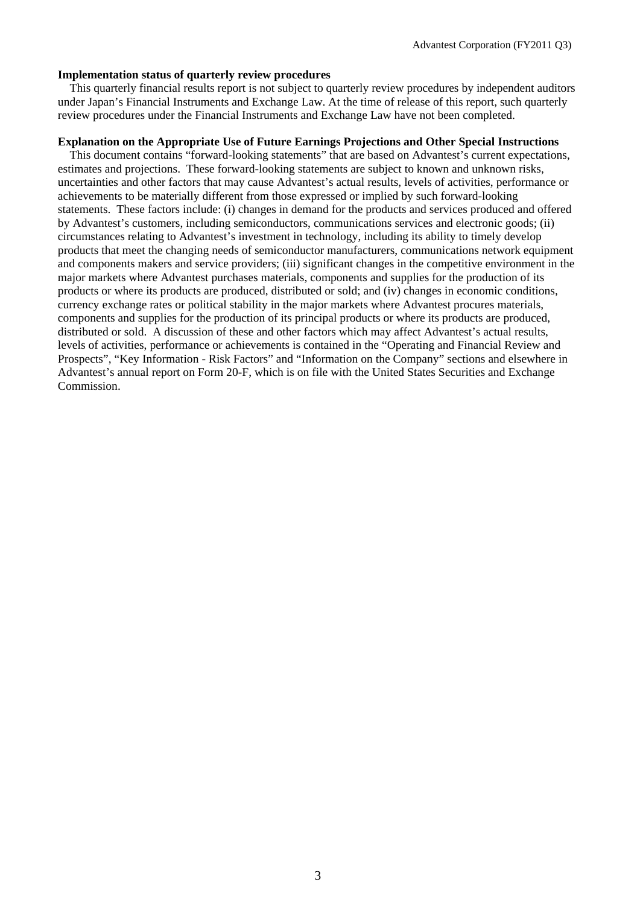**Implementation status of quarterly review procedures**

This quarterly financial results report is not subject to quarterly review procedures by independent auditors under Japan's Financial Instruments and Exchange Law. At the time of release of this report, such quarterly review procedures under the Financial Instruments and Exchange Law have not been completed.

**Explanation on the Appropriate Use of Future Earnings Projections and Other Special Instructions**

This document contains "forward-looking statements" that are based on Advantest's current expectations, estimates and projections. These forward-looking statements are subject to known and unknown risks, uncertainties and other factors that may cause Advantest's actual results, levels of activities, performance or achievements to be materially different from those expressed or implied by such forward-looking statements. These factors include: (i) changes in demand for the products and services produced and offered by Advantest's customers, including semiconductors, communications services and electronic goods; (ii) circumstances relating to Advantest's investment in technology, including its ability to timely develop products that meet the changing needs of semiconductor manufacturers, communications network equipment and components makers and service providers; (iii) significant changes in the competitive environment in the major markets where Advantest purchases materials, components and supplies for the production of its products or where its products are produced, distributed or sold; and (iv) changes in economic conditions, currency exchange rates or political stability in the major markets where Advantest procures materials, components and supplies for the production of its principal products or where its products are produced, distributed or sold. A discussion of these and other factors which may affect Advantest's actual results, levels of activities, performance or achievements is contained in the "Operating and Financial Review and Prospects", "Key Information - Risk Factors" and "Information on the Company" sections and elsewhere in Advantest's annual report on Form 20-F, which is on file with the United States Securities and Exchange Commission.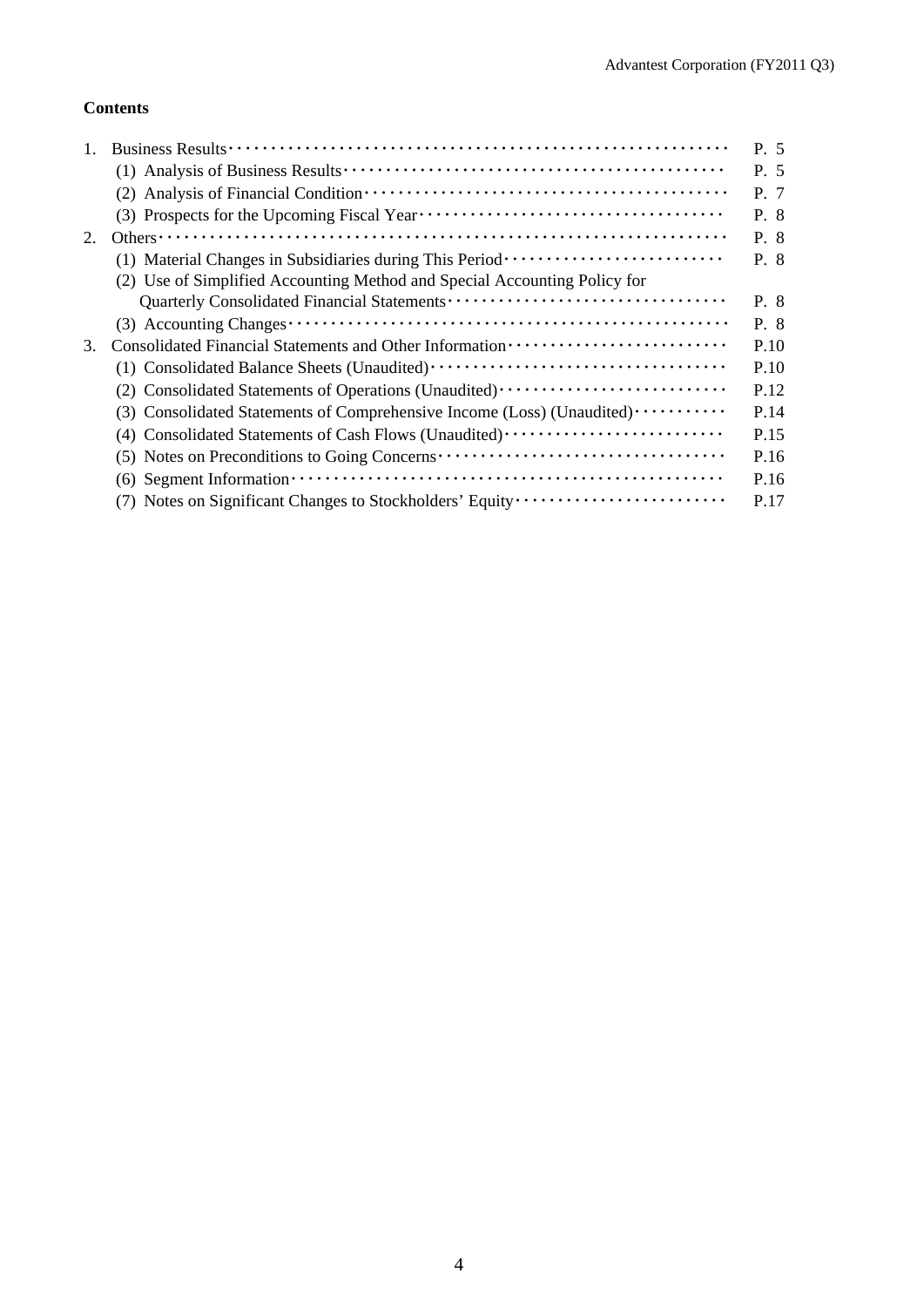**Contents**

| | | |
|---|---|---|
| 1. | Business Results | P. 5 |
| | (1) Analysis of Business Results | P. 5 |
| | (2) Analysis of Financial Condition | P. 7 |
| | (3) Prospects for the Upcoming Fiscal Year | P. 8 |
| 2. | Others | P. 8 |
| | (1) Material Changes in Subsidiaries during This Period | P. 8 |
| | (2) Use of Simplified Accounting Method and Special Accounting Policy for Quarterly Consolidated Financial Statements | P. 8 |
| | (3) Accounting Changes | P. 8 |
| 3. | Consolidated Financial Statements and Other Information | P.10 |
| | (1) Consolidated Balance Sheets (Unaudited) | P.10 |
| | (2) Consolidated Statements of Operations (Unaudited) | P.12 |
| | (3) Consolidated Statements of Comprehensive Income (Loss) (Unaudited) | P.14 |
| | (4) Consolidated Statements of Cash Flows (Unaudited) | P.15 |
| | (5) Notes on Preconditions to Going Concerns | P.16 |
| | (6) Segment Information | P.16 |
| | (7) Notes on Significant Changes to Stockholders' Equity | P.17 |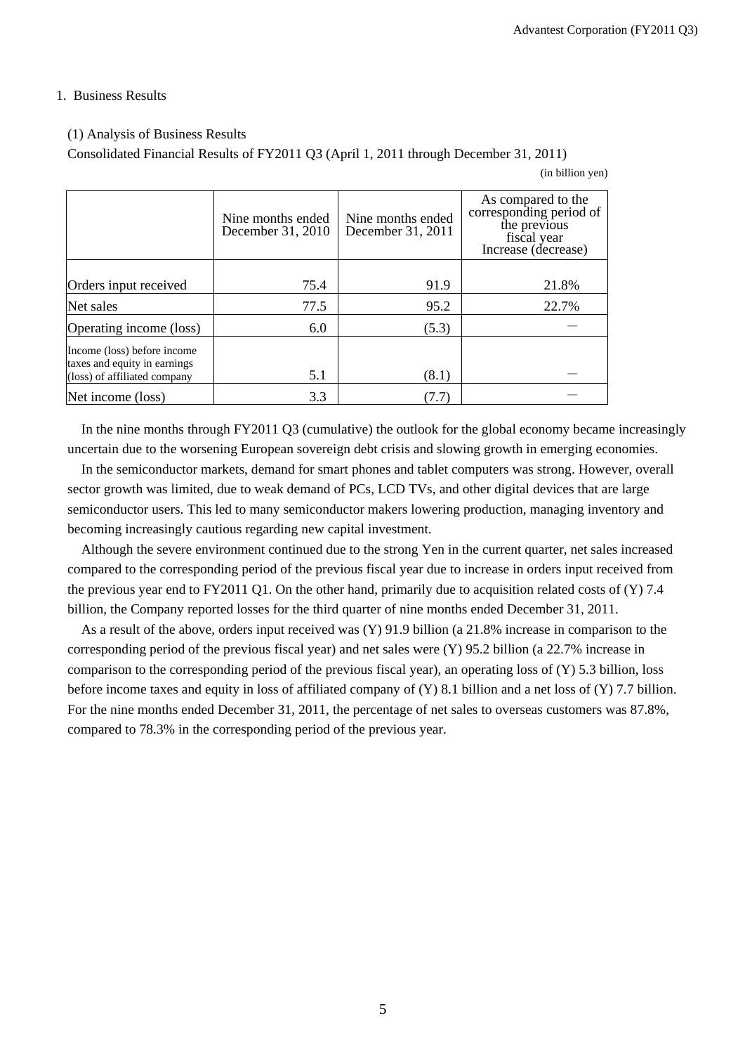## 1. Business Results

### (1) Analysis of Business Results

Consolidated Financial Results of FY2011 Q3 (April 1, 2011 through December 31, 2011)

(in billion yen)

| | Nine months ended December 31, 2010 | Nine months ended December 31, 2011 | As compared to the corresponding period of the previous fiscal year Increase (decrease) |
|---|---|---|---|
| Orders input received | 75.4 | 91.9 | 21.8% |
| Net sales | 77.5 | 95.2 | 22.7% |
| Operating income (loss) | 6.0 | (5.3) | — |
| Income (loss) before income taxes and equity in earnings (loss) of affiliated company | 5.1 | (8.1) | — |
| Net income (loss) | 3.3 | (7.7) | — |

In the nine months through FY2011 Q3 (cumulative) the outlook for the global economy became increasingly uncertain due to the worsening European sovereign debt crisis and slowing growth in emerging economies.

In the semiconductor markets, demand for smart phones and tablet computers was strong. However, overall sector growth was limited, due to weak demand of PCs, LCD TVs, and other digital devices that are large semiconductor users. This led to many semiconductor makers lowering production, managing inventory and becoming increasingly cautious regarding new capital investment.

Although the severe environment continued due to the strong Yen in the current quarter, net sales increased compared to the corresponding period of the previous fiscal year due to increase in orders input received from the previous year end to FY2011 Q1. On the other hand, primarily due to acquisition related costs of (Y) 7.4 billion, the Company reported losses for the third quarter of nine months ended December 31, 2011.

As a result of the above, orders input received was (Y) 91.9 billion (a 21.8% increase in comparison to the corresponding period of the previous fiscal year) and net sales were (Y) 95.2 billion (a 22.7% increase in comparison to the corresponding period of the previous fiscal year), an operating loss of (Y) 5.3 billion, loss before income taxes and equity in loss of affiliated company of (Y) 8.1 billion and a net loss of (Y) 7.7 billion. For the nine months ended December 31, 2011, the percentage of net sales to overseas customers was 87.8%, compared to 78.3% in the corresponding period of the previous year.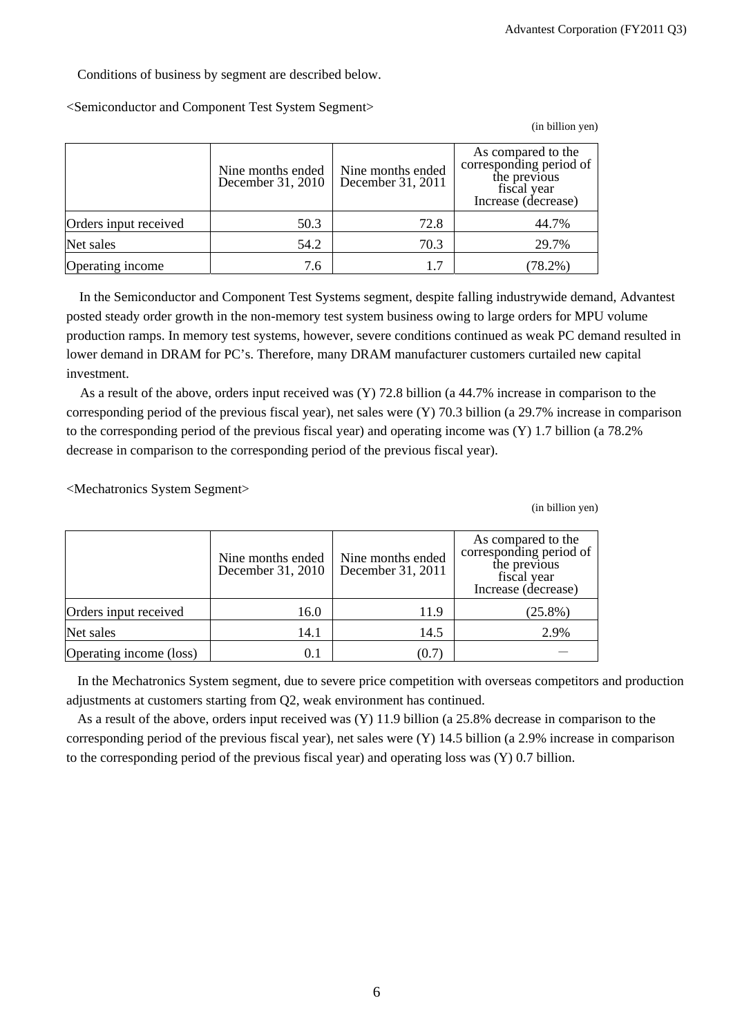Conditions of business by segment are described below.

<Semiconductor and Component Test System Segment>

(in billion yen)

| | Nine months ended December 31, 2010 | Nine months ended December 31, 2011 | As compared to the corresponding period of the previous fiscal year Increase (decrease) |
|---|---|---|---|
| Orders input received | 50.3 | 72.8 | 44.7% |
| Net sales | 54.2 | 70.3 | 29.7% |
| Operating income | 7.6 | 1.7 | (78.2%) |

In the Semiconductor and Component Test Systems segment, despite falling industrywide demand, Advantest posted steady order growth in the non-memory test system business owing to large orders for MPU volume production ramps. In memory test systems, however, severe conditions continued as weak PC demand resulted in lower demand in DRAM for PC's. Therefore, many DRAM manufacturer customers curtailed new capital investment.

As a result of the above, orders input received was (Y) 72.8 billion (a 44.7% increase in comparison to the corresponding period of the previous fiscal year), net sales were (Y) 70.3 billion (a 29.7% increase in comparison to the corresponding period of the previous fiscal year) and operating income was (Y) 1.7 billion (a 78.2% decrease in comparison to the corresponding period of the previous fiscal year).

<Mechatronics System Segment>

(in billion yen)

| | Nine months ended December 31, 2010 | Nine months ended December 31, 2011 | As compared to the corresponding period of the previous fiscal year Increase (decrease) |
|---|---|---|---|
| Orders input received | 16.0 | 11.9 | (25.8%) |
| Net sales | 14.1 | 14.5 | 2.9% |
| Operating income (loss) | 0.1 | (0.7) | — |

In the Mechatronics System segment, due to severe price competition with overseas competitors and production adjustments at customers starting from Q2, weak environment has continued.

As a result of the above, orders input received was (Y) 11.9 billion (a 25.8% decrease in comparison to the corresponding period of the previous fiscal year), net sales were (Y) 14.5 billion (a 2.9% increase in comparison to the corresponding period of the previous fiscal year) and operating loss was (Y) 0.7 billion.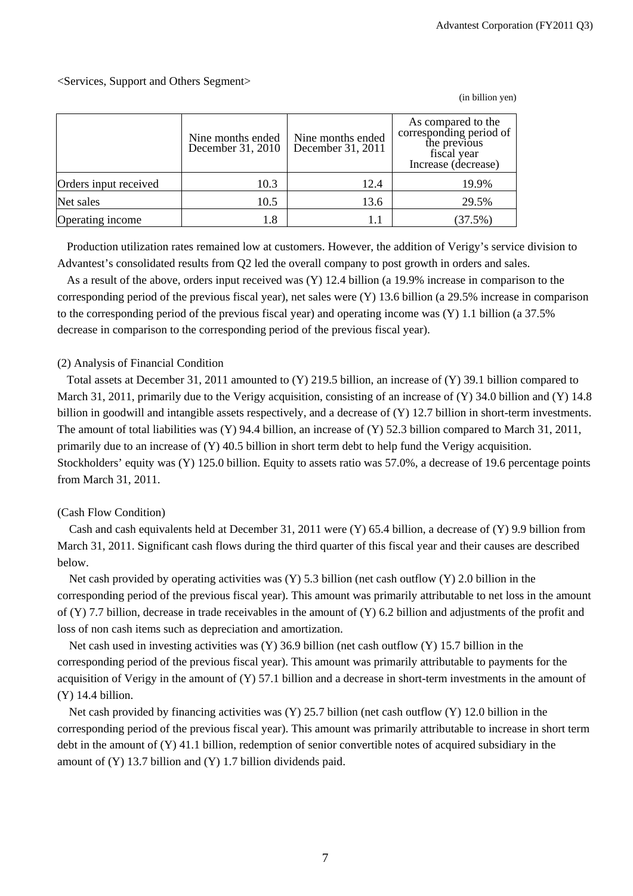<Services, Support and Others Segment>

(in billion yen)

| | Nine months ended December 31, 2010 | Nine months ended December 31, 2011 | As compared to the corresponding period of the previous fiscal year Increase (decrease) |
|---|---|---|---|
| Orders input received | 10.3 | 12.4 | 19.9% |
| Net sales | 10.5 | 13.6 | 29.5% |
| Operating income | 1.8 | 1.1 | (37.5%) |

Production utilization rates remained low at customers. However, the addition of Verigy's service division to Advantest's consolidated results from Q2 led the overall company to post growth in orders and sales.

As a result of the above, orders input received was (Y) 12.4 billion (a 19.9% increase in comparison to the corresponding period of the previous fiscal year), net sales were (Y) 13.6 billion (a 29.5% increase in comparison to the corresponding period of the previous fiscal year) and operating income was (Y) 1.1 billion (a 37.5% decrease in comparison to the corresponding period of the previous fiscal year).

(2) Analysis of Financial Condition

Total assets at December 31, 2011 amounted to (Y) 219.5 billion, an increase of (Y) 39.1 billion compared to March 31, 2011, primarily due to the Verigy acquisition, consisting of an increase of (Y) 34.0 billion and (Y) 14.8 billion in goodwill and intangible assets respectively, and a decrease of (Y) 12.7 billion in short-term investments. The amount of total liabilities was (Y) 94.4 billion, an increase of (Y) 52.3 billion compared to March 31, 2011, primarily due to an increase of (Y) 40.5 billion in short term debt to help fund the Verigy acquisition. Stockholders' equity was (Y) 125.0 billion. Equity to assets ratio was 57.0%, a decrease of 19.6 percentage points from March 31, 2011.

(Cash Flow Condition)

Cash and cash equivalents held at December 31, 2011 were (Y) 65.4 billion, a decrease of (Y) 9.9 billion from March 31, 2011. Significant cash flows during the third quarter of this fiscal year and their causes are described below.

Net cash provided by operating activities was (Y) 5.3 billion (net cash outflow (Y) 2.0 billion in the corresponding period of the previous fiscal year). This amount was primarily attributable to net loss in the amount of (Y) 7.7 billion, decrease in trade receivables in the amount of (Y) 6.2 billion and adjustments of the profit and loss of non cash items such as depreciation and amortization.

Net cash used in investing activities was (Y) 36.9 billion (net cash outflow (Y) 15.7 billion in the corresponding period of the previous fiscal year). This amount was primarily attributable to payments for the acquisition of Verigy in the amount of (Y) 57.1 billion and a decrease in short-term investments in the amount of (Y) 14.4 billion.

Net cash provided by financing activities was (Y) 25.7 billion (net cash outflow (Y) 12.0 billion in the corresponding period of the previous fiscal year). This amount was primarily attributable to increase in short term debt in the amount of (Y) 41.1 billion, redemption of senior convertible notes of acquired subsidiary in the amount of (Y) 13.7 billion and (Y) 1.7 billion dividends paid.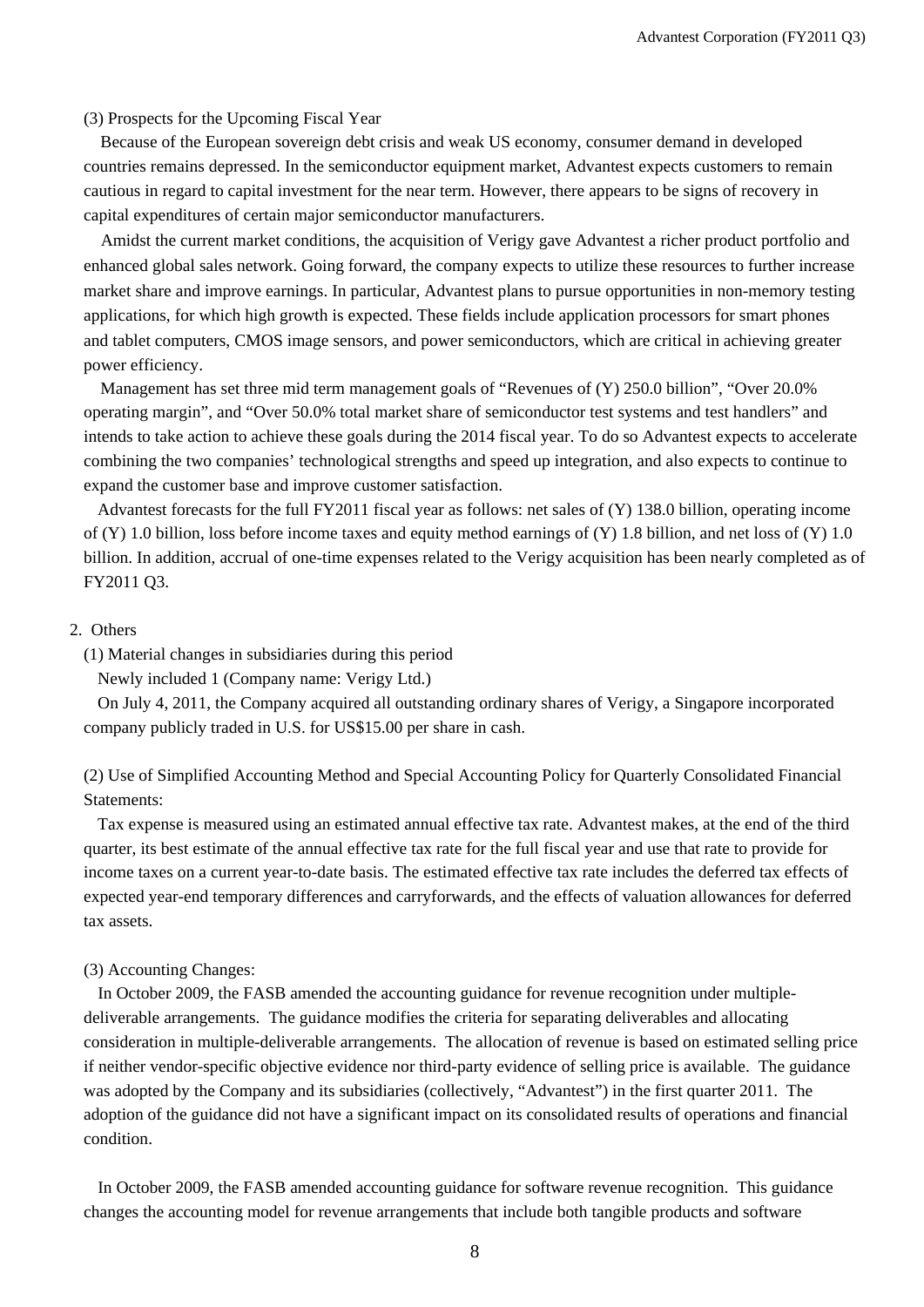### (3) Prospects for the Upcoming Fiscal Year

Because of the European sovereign debt crisis and weak US economy, consumer demand in developed countries remains depressed. In the semiconductor equipment market, Advantest expects customers to remain cautious in regard to capital investment for the near term. However, there appears to be signs of recovery in capital expenditures of certain major semiconductor manufacturers.

Amidst the current market conditions, the acquisition of Verigy gave Advantest a richer product portfolio and enhanced global sales network. Going forward, the company expects to utilize these resources to further increase market share and improve earnings. In particular, Advantest plans to pursue opportunities in non-memory testing applications, for which high growth is expected. These fields include application processors for smart phones and tablet computers, CMOS image sensors, and power semiconductors, which are critical in achieving greater power efficiency.

Management has set three mid term management goals of "Revenues of (Y) 250.0 billion", "Over 20.0% operating margin", and "Over 50.0% total market share of semiconductor test systems and test handlers" and intends to take action to achieve these goals during the 2014 fiscal year. To do so Advantest expects to accelerate combining the two companies' technological strengths and speed up integration, and also expects to continue to expand the customer base and improve customer satisfaction.

Advantest forecasts for the full FY2011 fiscal year as follows: net sales of (Y) 138.0 billion, operating income of (Y) 1.0 billion, loss before income taxes and equity method earnings of (Y) 1.8 billion, and net loss of (Y) 1.0 billion. In addition, accrual of one-time expenses related to the Verigy acquisition has been nearly completed as of FY2011 Q3.

## 2. Others

### (1) Material changes in subsidiaries during this period

Newly included 1 (Company name: Verigy Ltd.)

On July 4, 2011, the Company acquired all outstanding ordinary shares of Verigy, a Singapore incorporated company publicly traded in U.S. for US$15.00 per share in cash.

### (2) Use of Simplified Accounting Method and Special Accounting Policy for Quarterly Consolidated Financial Statements:

Tax expense is measured using an estimated annual effective tax rate. Advantest makes, at the end of the third quarter, its best estimate of the annual effective tax rate for the full fiscal year and use that rate to provide for income taxes on a current year-to-date basis. The estimated effective tax rate includes the deferred tax effects of expected year-end temporary differences and carryforwards, and the effects of valuation allowances for deferred tax assets.

### (3) Accounting Changes:

In October 2009, the FASB amended the accounting guidance for revenue recognition under multiple-deliverable arrangements. The guidance modifies the criteria for separating deliverables and allocating consideration in multiple-deliverable arrangements. The allocation of revenue is based on estimated selling price if neither vendor-specific objective evidence nor third-party evidence of selling price is available. The guidance was adopted by the Company and its subsidiaries (collectively, "Advantest") in the first quarter 2011. The adoption of the guidance did not have a significant impact on its consolidated results of operations and financial condition.

In October 2009, the FASB amended accounting guidance for software revenue recognition. This guidance changes the accounting model for revenue arrangements that include both tangible products and software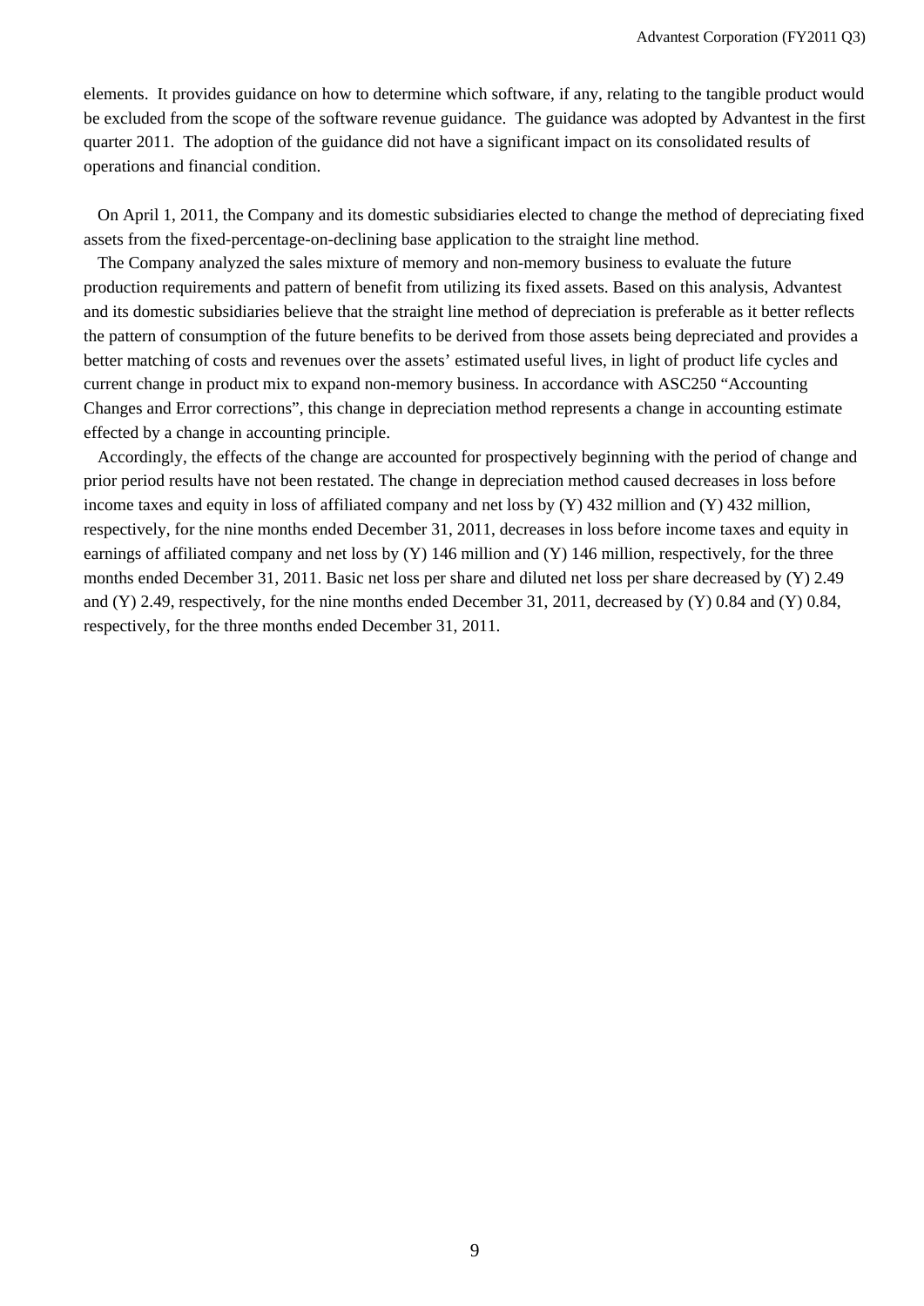elements. It provides guidance on how to determine which software, if any, relating to the tangible product would be excluded from the scope of the software revenue guidance. The guidance was adopted by Advantest in the first quarter 2011. The adoption of the guidance did not have a significant impact on its consolidated results of operations and financial condition.

On April 1, 2011, the Company and its domestic subsidiaries elected to change the method of depreciating fixed assets from the fixed-percentage-on-declining base application to the straight line method.

The Company analyzed the sales mixture of memory and non-memory business to evaluate the future production requirements and pattern of benefit from utilizing its fixed assets. Based on this analysis, Advantest and its domestic subsidiaries believe that the straight line method of depreciation is preferable as it better reflects the pattern of consumption of the future benefits to be derived from those assets being depreciated and provides a better matching of costs and revenues over the assets' estimated useful lives, in light of product life cycles and current change in product mix to expand non-memory business. In accordance with ASC250 "Accounting Changes and Error corrections", this change in depreciation method represents a change in accounting estimate effected by a change in accounting principle.

Accordingly, the effects of the change are accounted for prospectively beginning with the period of change and prior period results have not been restated. The change in depreciation method caused decreases in loss before income taxes and equity in loss of affiliated company and net loss by (Y) 432 million and (Y) 432 million, respectively, for the nine months ended December 31, 2011, decreases in loss before income taxes and equity in earnings of affiliated company and net loss by (Y) 146 million and (Y) 146 million, respectively, for the three months ended December 31, 2011. Basic net loss per share and diluted net loss per share decreased by (Y) 2.49 and (Y) 2.49, respectively, for the nine months ended December 31, 2011, decreased by (Y) 0.84 and (Y) 0.84, respectively, for the three months ended December 31, 2011.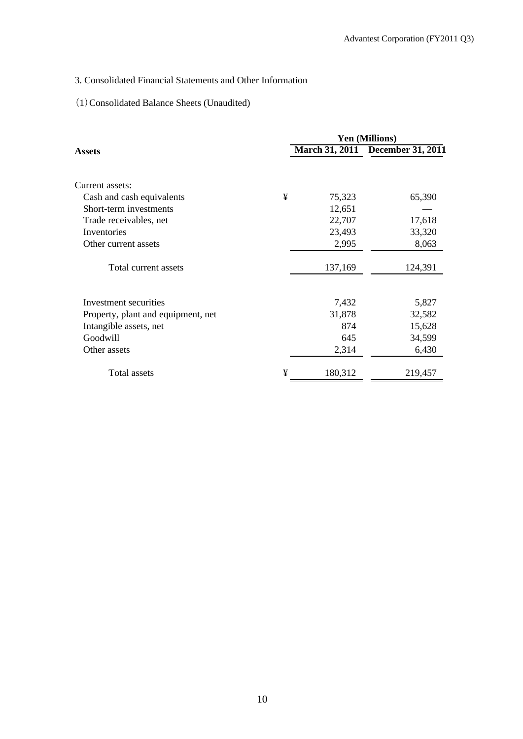3. Consolidated Financial Statements and Other Information

(1) Consolidated Balance Sheets (Unaudited)

| | | Yen (Millions) | |
|---|---|---|---|
| **Assets** | | **March 31, 2011** | **December 31, 2011** |
| Current assets: | | | |
| Cash and cash equivalents | ¥ | 75,323 | 65,390 |
| Short-term investments | | 12,651 | — |
| Trade receivables, net | | 22,707 | 17,618 |
| Inventories | | 23,493 | 33,320 |
| Other current assets | | 2,995 | 8,063 |
| Total current assets | | 137,169 | 124,391 |
| Investment securities | | 7,432 | 5,827 |
| Property, plant and equipment, net | | 31,878 | 32,582 |
| Intangible assets, net | | 874 | 15,628 |
| Goodwill | | 645 | 34,599 |
| Other assets | | 2,314 | 6,430 |
| Total assets | ¥ | 180,312 | 219,457 |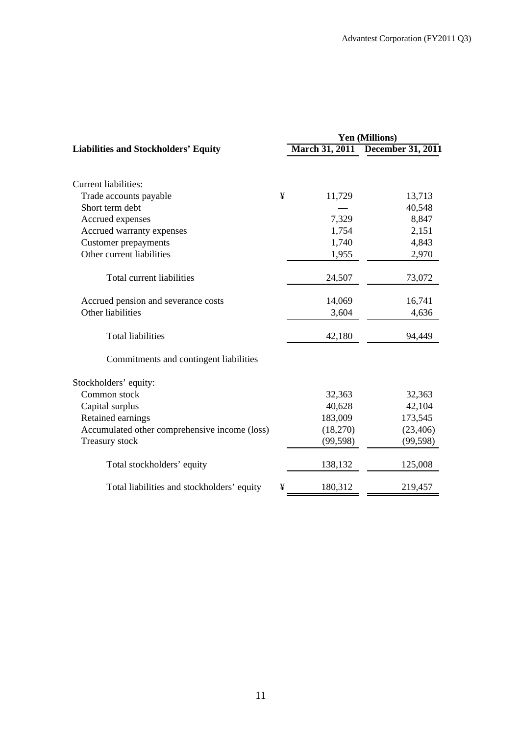| Liabilities and Stockholders' Equity | | Yen (Millions) | |
|---|---|---|---|
| | | March 31, 2011 | December 31, 2011 |
| Current liabilities: | | | |
| Trade accounts payable | ¥ | 11,729 | 13,713 |
| Short term debt | | — | 40,548 |
| Accrued expenses | | 7,329 | 8,847 |
| Accrued warranty expenses | | 1,754 | 2,151 |
| Customer prepayments | | 1,740 | 4,843 |
| Other current liabilities | | 1,955 | 2,970 |
| Total current liabilities | | 24,507 | 73,072 |
| Accrued pension and severance costs | | 14,069 | 16,741 |
| Other liabilities | | 3,604 | 4,636 |
| Total liabilities | | 42,180 | 94,449 |
| Commitments and contingent liabilities | | | |
| Stockholders' equity: | | | |
| Common stock | | 32,363 | 32,363 |
| Capital surplus | | 40,628 | 42,104 |
| Retained earnings | | 183,009 | 173,545 |
| Accumulated other comprehensive income (loss) | | (18,270) | (23,406) |
| Treasury stock | | (99,598) | (99,598) |
| Total stockholders' equity | | 138,132 | 125,008 |
| Total liabilities and stockholders' equity | ¥ | 180,312 | 219,457 |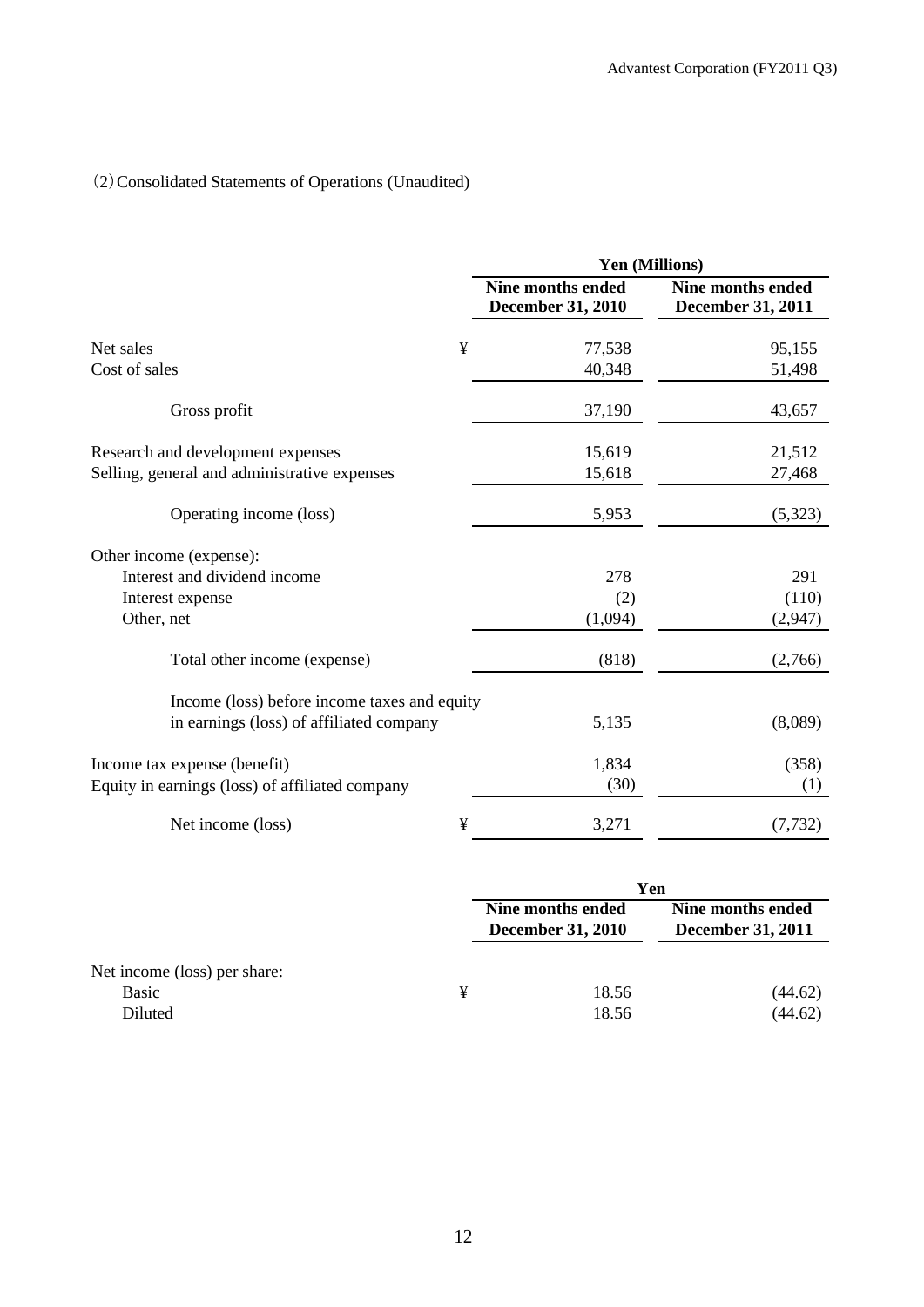（2）Consolidated Statements of Operations (Unaudited)

| | Yen (Millions) | |
|---|---|---|
| | Nine months ended December 31, 2010 | Nine months ended December 31, 2011 |
| Net sales | ¥ 77,538 | 95,155 |
| Cost of sales | 40,348 | 51,498 |
| Gross profit | 37,190 | 43,657 |
| Research and development expenses | 15,619 | 21,512 |
| Selling, general and administrative expenses | 15,618 | 27,468 |
| Operating income (loss) | 5,953 | (5,323) |
| Other income (expense): | | |
| Interest and dividend income | 278 | 291 |
| Interest expense | (2) | (110) |
| Other, net | (1,094) | (2,947) |
| Total other income (expense) | (818) | (2,766) |
| Income (loss) before income taxes and equity in earnings (loss) of affiliated company | 5,135 | (8,089) |
| Income tax expense (benefit) | 1,834 | (358) |
| Equity in earnings (loss) of affiliated company | (30) | (1) |
| Net income (loss) | ¥ 3,271 | (7,732) |

| | Yen | |
|---|---|---|
| | Nine months ended December 31, 2010 | Nine months ended December 31, 2011 |
| Net income (loss) per share: | | |
| Basic | ¥ 18.56 | (44.62) |
| Diluted | 18.56 | (44.62) |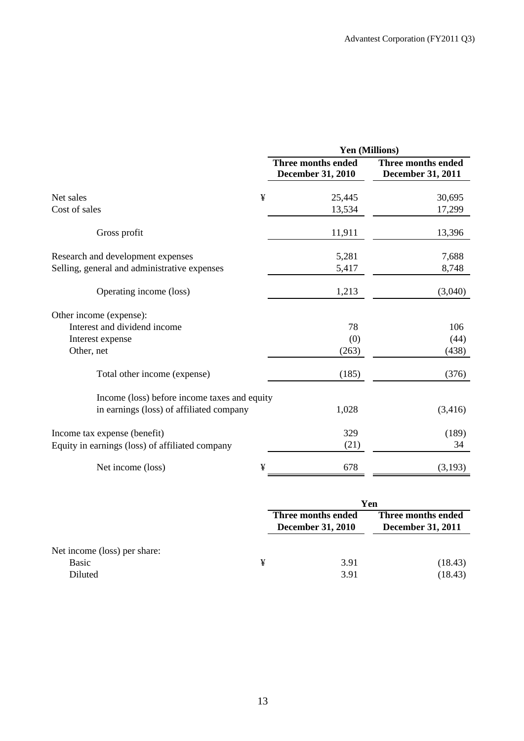| | Yen (Millions) | |
|---|---|---|
| | Three months ended December 31, 2010 | Three months ended December 31, 2011 |
| Net sales | ¥ 25,445 | 30,695 |
| Cost of sales | 13,534 | 17,299 |
| Gross profit | 11,911 | 13,396 |
| Research and development expenses | 5,281 | 7,688 |
| Selling, general and administrative expenses | 5,417 | 8,748 |
| Operating income (loss) | 1,213 | (3,040) |
| Other income (expense): | | |
| Interest and dividend income | 78 | 106 |
| Interest expense | (0) | (44) |
| Other, net | (263) | (438) |
| Total other income (expense) | (185) | (376) |
| Income (loss) before income taxes and equity in earnings (loss) of affiliated company | 1,028 | (3,416) |
| Income tax expense (benefit) | 329 | (189) |
| Equity in earnings (loss) of affiliated company | (21) | 34 |
| Net income (loss) | ¥ 678 | (3,193) |

| | Yen | |
|---|---|---|
| | Three months ended December 31, 2010 | Three months ended December 31, 2011 |
| Net income (loss) per share: | | |
| Basic | ¥ 3.91 | (18.43) |
| Diluted | 3.91 | (18.43) |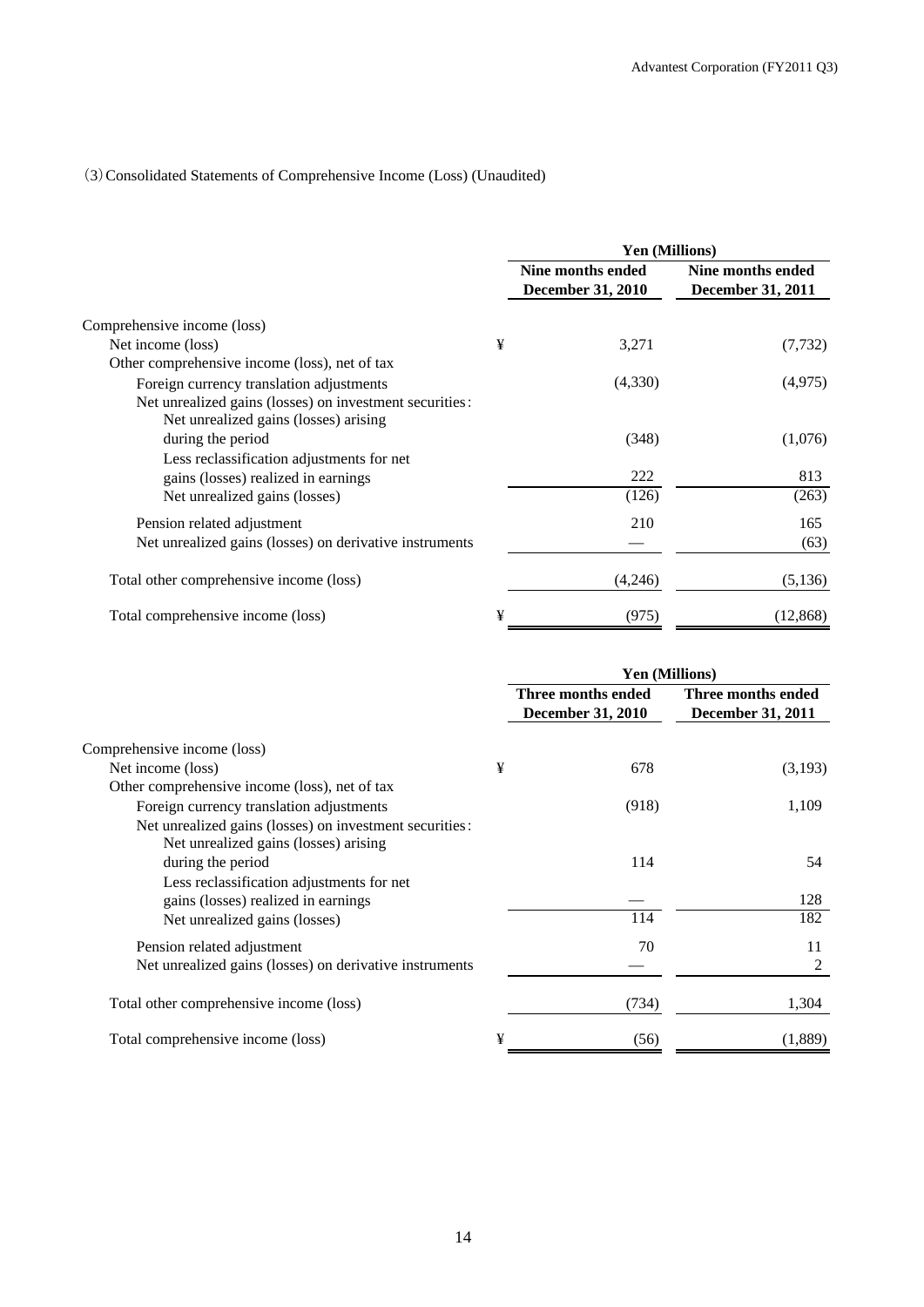(3) Consolidated Statements of Comprehensive Income (Loss) (Unaudited)

| | Yen (Millions) | |
|---|---|---|
| | Nine months ended December 31, 2010 | Nine months ended December 31, 2011 |
| Comprehensive income (loss) | | |
| Net income (loss) | ¥ 3,271 | (7,732) |
| Other comprehensive income (loss), net of tax | | |
| Foreign currency translation adjustments | (4,330) | (4,975) |
| Net unrealized gains (losses) on investment securities: | | |
| Net unrealized gains (losses) arising during the period | (348) | (1,076) |
| Less reclassification adjustments for net gains (losses) realized in earnings | 222 | 813 |
| Net unrealized gains (losses) | (126) | (263) |
| Pension related adjustment | 210 | 165 |
| Net unrealized gains (losses) on derivative instruments | — | (63) |
| Total other comprehensive income (loss) | (4,246) | (5,136) |
| Total comprehensive income (loss) | ¥ (975) | (12,868) |

| | Yen (Millions) | |
|---|---|---|
| | Three months ended December 31, 2010 | Three months ended December 31, 2011 |
| Comprehensive income (loss) | | |
| Net income (loss) | ¥ 678 | (3,193) |
| Other comprehensive income (loss), net of tax | | |
| Foreign currency translation adjustments | (918) | 1,109 |
| Net unrealized gains (losses) on investment securities: | | |
| Net unrealized gains (losses) arising during the period | 114 | 54 |
| Less reclassification adjustments for net gains (losses) realized in earnings | — | 128 |
| Net unrealized gains (losses) | 114 | 182 |
| Pension related adjustment | 70 | 11 |
| Net unrealized gains (losses) on derivative instruments | — | 2 |
| Total other comprehensive income (loss) | (734) | 1,304 |
| Total comprehensive income (loss) | ¥ (56) | (1,889) |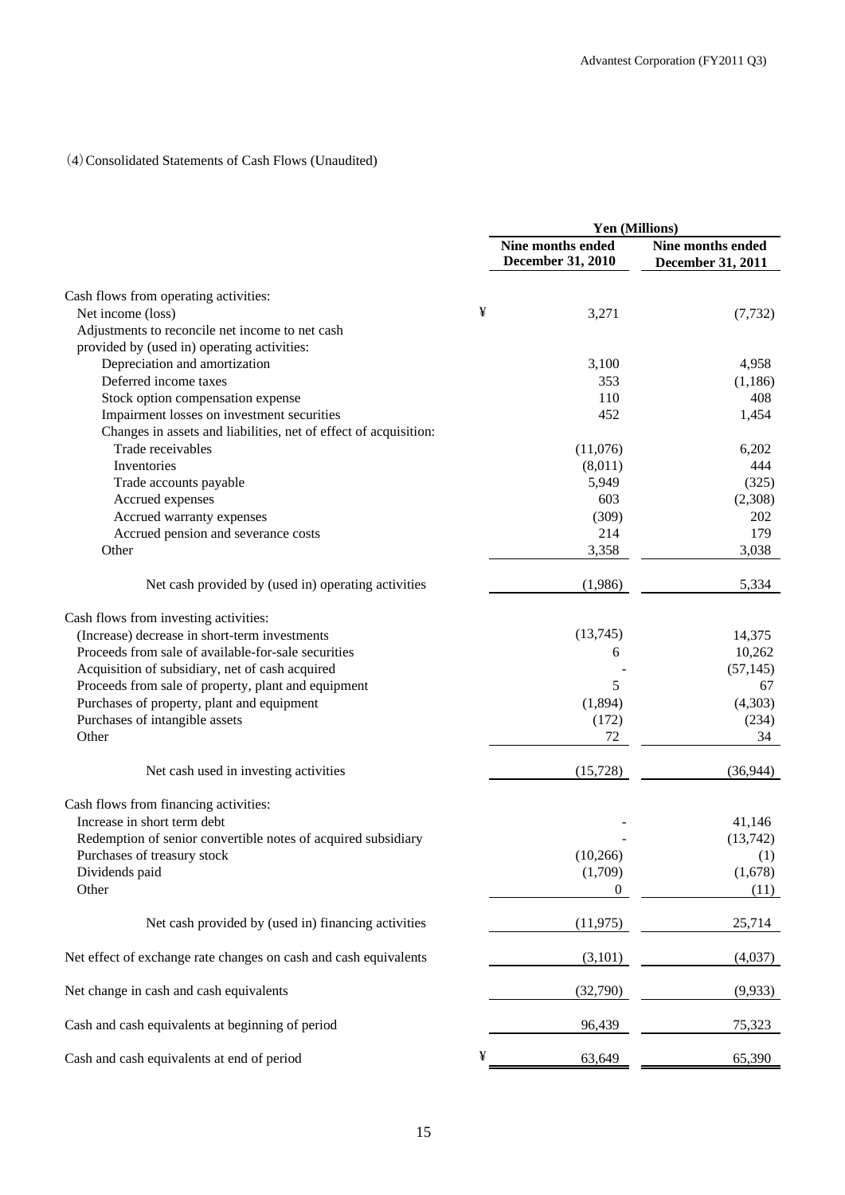(4) Consolidated Statements of Cash Flows (Unaudited)

| | Yen (Millions) | |
|---|---|---|
| | Nine months ended December 31, 2010 | Nine months ended December 31, 2011 |
| Cash flows from operating activities: | | |
| Net income (loss) | ¥ 3,271 | (7,732) |
| Adjustments to reconcile net income to net cash provided by (used in) operating activities: | | |
| Depreciation and amortization | 3,100 | 4,958 |
| Deferred income taxes | 353 | (1,186) |
| Stock option compensation expense | 110 | 408 |
| Impairment losses on investment securities | 452 | 1,454 |
| Changes in assets and liabilities, net of effect of acquisition: | | |
| Trade receivables | (11,076) | 6,202 |
| Inventories | (8,011) | 444 |
| Trade accounts payable | 5,949 | (325) |
| Accrued expenses | 603 | (2,308) |
| Accrued warranty expenses | (309) | 202 |
| Accrued pension and severance costs | 214 | 179 |
| Other | 3,358 | 3,038 |
| Net cash provided by (used in) operating activities | (1,986) | 5,334 |
| Cash flows from investing activities: | | |
| (Increase) decrease in short-term investments | (13,745) | 14,375 |
| Proceeds from sale of available-for-sale securities | 6 | 10,262 |
| Acquisition of subsidiary, net of cash acquired | - | (57,145) |
| Proceeds from sale of property, plant and equipment | 5 | 67 |
| Purchases of property, plant and equipment | (1,894) | (4,303) |
| Purchases of intangible assets | (172) | (234) |
| Other | 72 | 34 |
| Net cash used in investing activities | (15,728) | (36,944) |
| Cash flows from financing activities: | | |
| Increase in short term debt | - | 41,146 |
| Redemption of senior convertible notes of acquired subsidiary | - | (13,742) |
| Purchases of treasury stock | (10,266) | (1) |
| Dividends paid | (1,709) | (1,678) |
| Other | 0 | (11) |
| Net cash provided by (used in) financing activities | (11,975) | 25,714 |
| Net effect of exchange rate changes on cash and cash equivalents | (3,101) | (4,037) |
| Net change in cash and cash equivalents | (32,790) | (9,933) |
| Cash and cash equivalents at beginning of period | 96,439 | 75,323 |
| Cash and cash equivalents at end of period | ¥ 63,649 | 65,390 |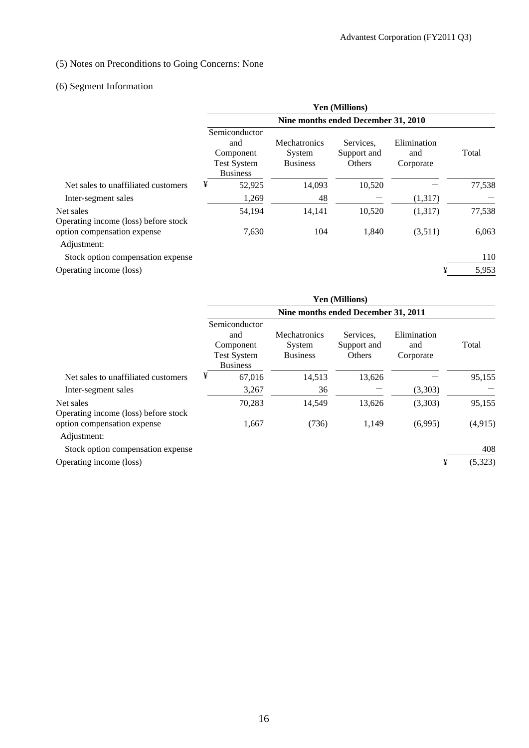(5) Notes on Preconditions to Going Concerns: None

(6) Segment Information

| | Yen (Millions) | | | | |
|---|---|---|---|---|---|
| | Nine months ended December 31, 2010 | | | | |
| | Semiconductor and Component Test System Business | Mechatronics System Business | Services, Support and Others | Elimination and Corporate | Total |
| Net sales to unaffiliated customers | ¥ 52,925 | 14,093 | 10,520 | — | 77,538 |
| Inter-segment sales | 1,269 | 48 | — | (1,317) | — |
| Net sales | 54,194 | 14,141 | 10,520 | (1,317) | 77,538 |
| Operating income (loss) before stock option compensation expense | 7,630 | 104 | 1,840 | (3,511) | 6,063 |
| Adjustment: | | | | | |
| Stock option compensation expense | | | | | 110 |
| Operating income (loss) | | | | | ¥ 5,953 |

| | Yen (Millions) | | | | |
|---|---|---|---|---|---|
| | Nine months ended December 31, 2011 | | | | |
| | Semiconductor and Component Test System Business | Mechatronics System Business | Services, Support and Others | Elimination and Corporate | Total |
| Net sales to unaffiliated customers | ¥ 67,016 | 14,513 | 13,626 | — | 95,155 |
| Inter-segment sales | 3,267 | 36 | — | (3,303) | — |
| Net sales | 70,283 | 14,549 | 13,626 | (3,303) | 95,155 |
| Operating income (loss) before stock option compensation expense | 1,667 | (736) | 1,149 | (6,995) | (4,915) |
| Adjustment: | | | | | |
| Stock option compensation expense | | | | | 408 |
| Operating income (loss) | | | | | ¥ (5,323) |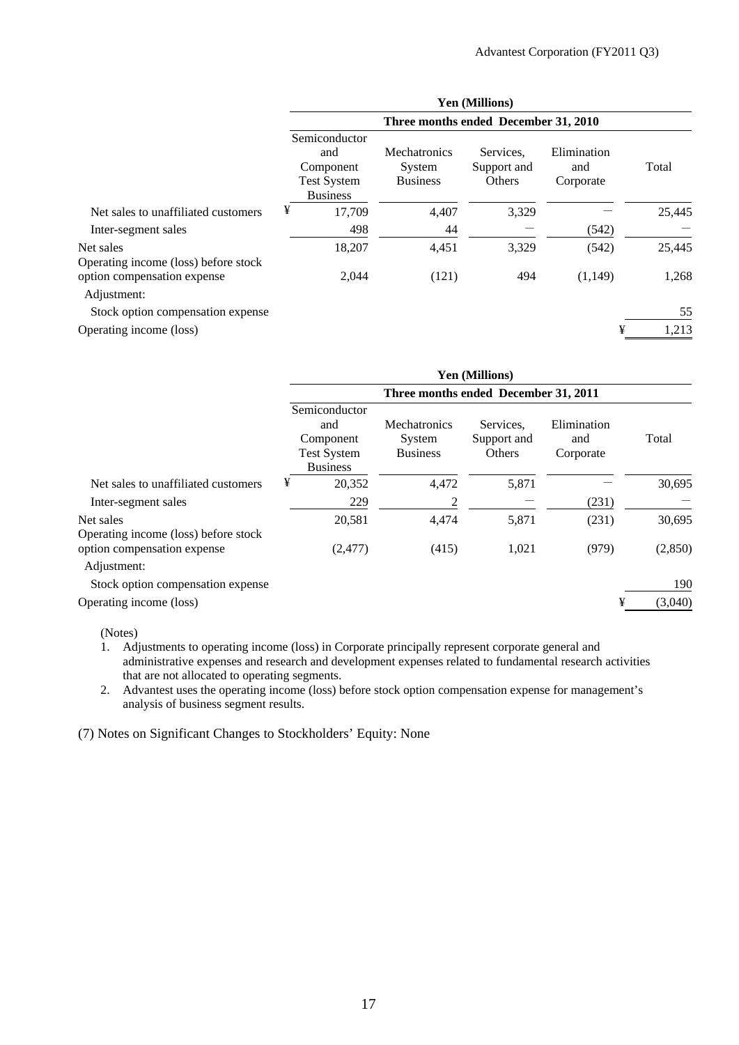| | Yen (Millions) | | | | |
|---|---|---|---|---|---|
| | Three months ended December 31, 2010 | | | | |
| | Semiconductor and Component Test System Business | Mechatronics System Business | Services, Support and Others | Elimination and Corporate | Total |
| Net sales to unaffiliated customers | ¥ 17,709 | 4,407 | 3,329 | — | 25,445 |
| Inter-segment sales | 498 | 44 | — | (542) | — |
| Net sales | 18,207 | 4,451 | 3,329 | (542) | 25,445 |
| Operating income (loss) before stock option compensation expense | 2,044 | (121) | 494 | (1,149) | 1,268 |
| Adjustment: | | | | | |
| Stock option compensation expense | | | | | 55 |
| Operating income (loss) | | | | | ¥ 1,213 |

| | Yen (Millions) | | | | |
|---|---|---|---|---|---|
| | Three months ended December 31, 2011 | | | | |
| | Semiconductor and Component Test System Business | Mechatronics System Business | Services, Support and Others | Elimination and Corporate | Total |
| Net sales to unaffiliated customers | ¥ 20,352 | 4,472 | 5,871 | — | 30,695 |
| Inter-segment sales | 229 | 2 | — | (231) | — |
| Net sales | 20,581 | 4,474 | 5,871 | (231) | 30,695 |
| Operating income (loss) before stock option compensation expense | (2,477) | (415) | 1,021 | (979) | (2,850) |
| Adjustment: | | | | | |
| Stock option compensation expense | | | | | 190 |
| Operating income (loss) | | | | | ¥ (3,040) |

(Notes)

1. Adjustments to operating income (loss) in Corporate principally represent corporate general and administrative expenses and research and development expenses related to fundamental research activities that are not allocated to operating segments.
2. Advantest uses the operating income (loss) before stock option compensation expense for management's analysis of business segment results.

(7) Notes on Significant Changes to Stockholders' Equity: None